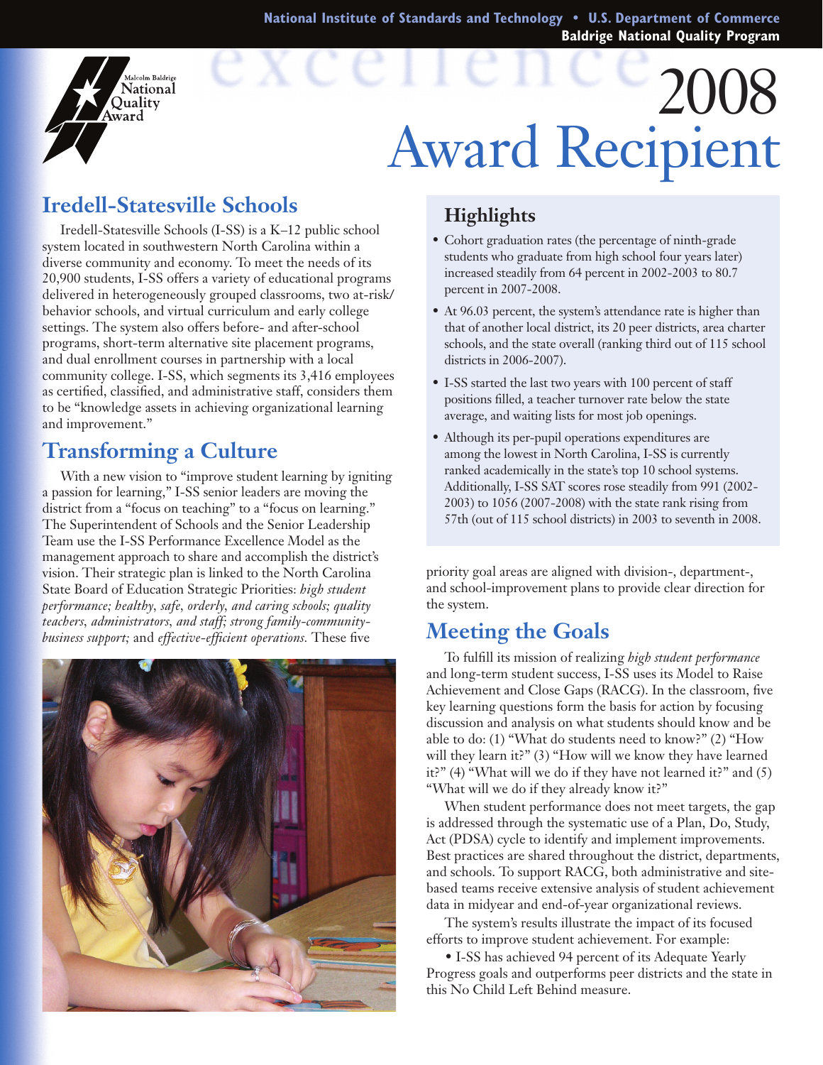National Institute of Standards and Technology • U.S. Department of Commerce
Baldrige National Quality Program

Malcolm Baldrige National Quality Award

# 2008 Award Recipient

## Iredell-Statesville Schools

Iredell-Statesville Schools (I-SS) is a K–12 public school system located in southwestern North Carolina within a diverse community and economy. To meet the needs of its 20,900 students, I-SS offers a variety of educational programs delivered in heterogeneously grouped classrooms, two at-risk/behavior schools, and virtual curriculum and early college settings. The system also offers before- and after-school programs, short-term alternative site placement programs, and dual enrollment courses in partnership with a local community college. I-SS, which segments its 3,416 employees as certified, classified, and administrative staff, considers them to be "knowledge assets in achieving organizational learning and improvement."

## Transforming a Culture

With a new vision to "improve student learning by igniting a passion for learning," I-SS senior leaders are moving the district from a "focus on teaching" to a "focus on learning." The Superintendent of Schools and the Senior Leadership Team use the I-SS Performance Excellence Model as the management approach to share and accomplish the district's vision. Their strategic plan is linked to the North Carolina State Board of Education Strategic Priorities: *high student performance; healthy, safe, orderly, and caring schools; quality teachers, administrators, and staff; strong family-community-business support;* and *effective-efficient operations.* These five priority goal areas are aligned with division-, department-, and school-improvement plans to provide clear direction for the system.

## Highlights

- Cohort graduation rates (the percentage of ninth-grade students who graduate from high school four years later) increased steadily from 64 percent in 2002-2003 to 80.7 percent in 2007-2008.
- At 96.03 percent, the system's attendance rate is higher than that of another local district, its 20 peer districts, area charter schools, and the state overall (ranking third out of 115 school districts in 2006-2007).
- I-SS started the last two years with 100 percent of staff positions filled, a teacher turnover rate below the state average, and waiting lists for most job openings.
- Although its per-pupil operations expenditures are among the lowest in North Carolina, I-SS is currently ranked academically in the state's top 10 school systems. Additionally, I-SS SAT scores rose steadily from 991 (2002-2003) to 1056 (2007-2008) with the state rank rising from 57th (out of 115 school districts) in 2003 to seventh in 2008.

## Meeting the Goals

To fulfill its mission of realizing *high student performance* and long-term student success, I-SS uses its Model to Raise Achievement and Close Gaps (RACG). In the classroom, five key learning questions form the basis for action by focusing discussion and analysis on what students should know and be able to do: (1) "What do students need to know?" (2) "How will they learn it?" (3) "How will we know they have learned it?" (4) "What will we do if they have not learned it?" and (5) "What will we do if they already know it?"

When student performance does not meet targets, the gap is addressed through the systematic use of a Plan, Do, Study, Act (PDSA) cycle to identify and implement improvements. Best practices are shared throughout the district, departments, and schools. To support RACG, both administrative and site-based teams receive extensive analysis of student achievement data in midyear and end-of-year organizational reviews.

The system's results illustrate the impact of its focused efforts to improve student achievement. For example:

- I-SS has achieved 94 percent of its Adequate Yearly Progress goals and outperforms peer districts and the state in this No Child Left Behind measure.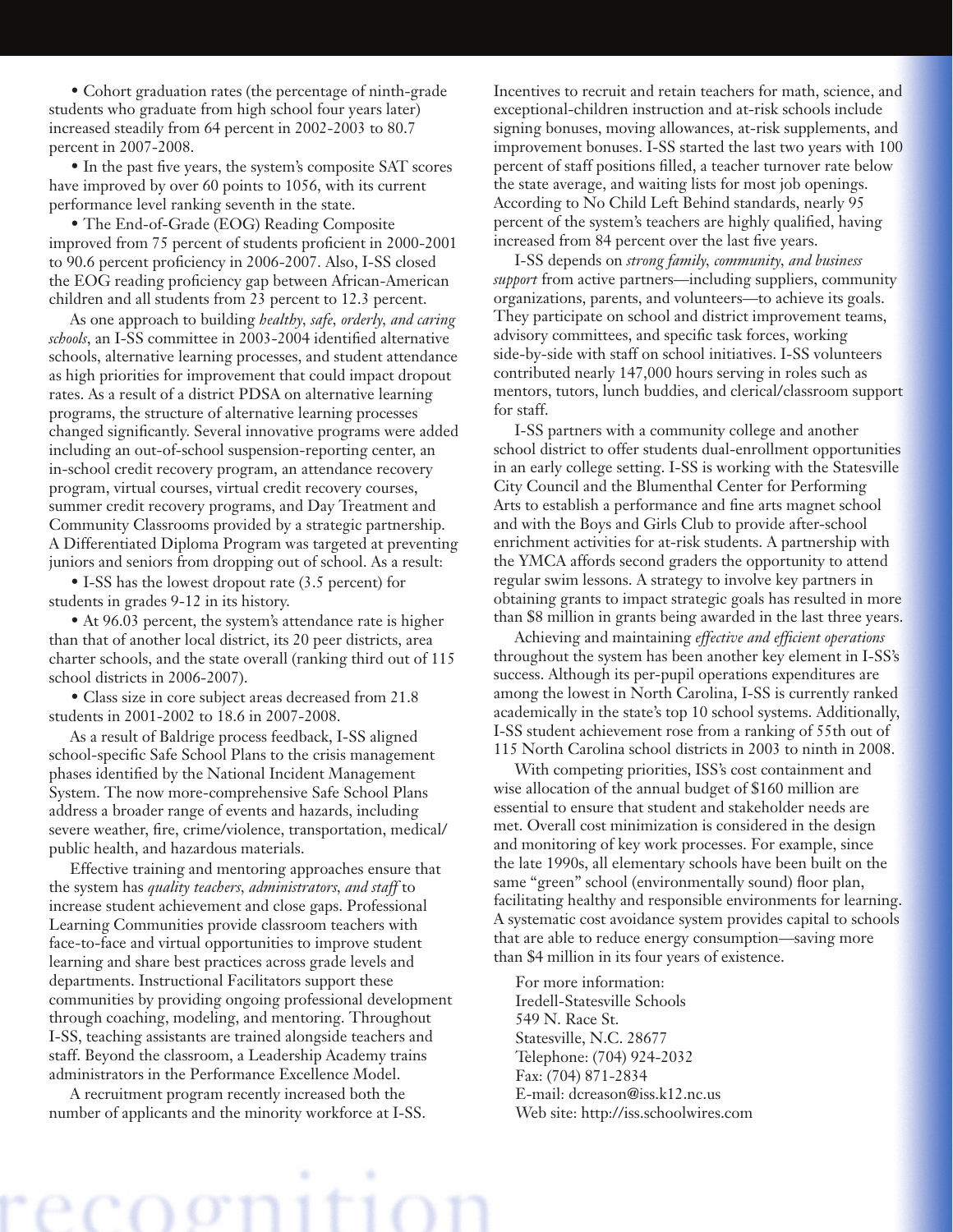• Cohort graduation rates (the percentage of ninth-grade students who graduate from high school four years later) increased steadily from 64 percent in 2002-2003 to 80.7 percent in 2007-2008.

• In the past five years, the system's composite SAT scores have improved by over 60 points to 1056, with its current performance level ranking seventh in the state.

• The End-of-Grade (EOG) Reading Composite improved from 75 percent of students proficient in 2000-2001 to 90.6 percent proficiency in 2006-2007. Also, I-SS closed the EOG reading proficiency gap between African-American children and all students from 23 percent to 12.3 percent.

As one approach to building *healthy, safe, orderly, and caring schools*, an I-SS committee in 2003-2004 identified alternative schools, alternative learning processes, and student attendance as high priorities for improvement that could impact dropout rates. As a result of a district PDSA on alternative learning programs, the structure of alternative learning processes changed significantly. Several innovative programs were added including an out-of-school suspension-reporting center, an in-school credit recovery program, an attendance recovery program, virtual courses, virtual credit recovery courses, summer credit recovery programs, and Day Treatment and Community Classrooms provided by a strategic partnership. A Differentiated Diploma Program was targeted at preventing juniors and seniors from dropping out of school. As a result:

• I-SS has the lowest dropout rate (3.5 percent) for students in grades 9-12 in its history.

• At 96.03 percent, the system's attendance rate is higher than that of another local district, its 20 peer districts, area charter schools, and the state overall (ranking third out of 115 school districts in 2006-2007).

• Class size in core subject areas decreased from 21.8 students in 2001-2002 to 18.6 in 2007-2008.

As a result of Baldrige process feedback, I-SS aligned school-specific Safe School Plans to the crisis management phases identified by the National Incident Management System. The now more-comprehensive Safe School Plans address a broader range of events and hazards, including severe weather, fire, crime/violence, transportation, medical/public health, and hazardous materials.

Effective training and mentoring approaches ensure that the system has *quality teachers, administrators, and staff* to increase student achievement and close gaps. Professional Learning Communities provide classroom teachers with face-to-face and virtual opportunities to improve student learning and share best practices across grade levels and departments. Instructional Facilitators support these communities by providing ongoing professional development through coaching, modeling, and mentoring. Throughout I-SS, teaching assistants are trained alongside teachers and staff. Beyond the classroom, a Leadership Academy trains administrators in the Performance Excellence Model.

A recruitment program recently increased both the number of applicants and the minority workforce at I-SS. Incentives to recruit and retain teachers for math, science, and exceptional-children instruction and at-risk schools include signing bonuses, moving allowances, at-risk supplements, and improvement bonuses. I-SS started the last two years with 100 percent of staff positions filled, a teacher turnover rate below the state average, and waiting lists for most job openings. According to No Child Left Behind standards, nearly 95 percent of the system's teachers are highly qualified, having increased from 84 percent over the last five years.

I-SS depends on *strong family, community, and business support* from active partners—including suppliers, community organizations, parents, and volunteers—to achieve its goals. They participate on school and district improvement teams, advisory committees, and specific task forces, working side-by-side with staff on school initiatives. I-SS volunteers contributed nearly 147,000 hours serving in roles such as mentors, tutors, lunch buddies, and clerical/classroom support for staff.

I-SS partners with a community college and another school district to offer students dual-enrollment opportunities in an early college setting. I-SS is working with the Statesville City Council and the Blumenthal Center for Performing Arts to establish a performance and fine arts magnet school and with the Boys and Girls Club to provide after-school enrichment activities for at-risk students. A partnership with the YMCA affords second graders the opportunity to attend regular swim lessons. A strategy to involve key partners in obtaining grants to impact strategic goals has resulted in more than $8 million in grants being awarded in the last three years.

Achieving and maintaining *effective and efficient operations* throughout the system has been another key element in I-SS's success. Although its per-pupil operations expenditures are among the lowest in North Carolina, I-SS is currently ranked academically in the state's top 10 school systems. Additionally, I-SS student achievement rose from a ranking of 55th out of 115 North Carolina school districts in 2003 to ninth in 2008.

With competing priorities, ISS's cost containment and wise allocation of the annual budget of $160 million are essential to ensure that student and stakeholder needs are met. Overall cost minimization is considered in the design and monitoring of key work processes. For example, since the late 1990s, all elementary schools have been built on the same "green" school (environmentally sound) floor plan, facilitating healthy and responsible environments for learning. A systematic cost avoidance system provides capital to schools that are able to reduce energy consumption—saving more than $4 million in its four years of existence.

For more information:  
Iredell-Statesville Schools  
549 N. Race St.  
Statesville, N.C. 28677  
Telephone: (704) 924-2032  
Fax: (704) 871-2834  
E-mail: dcreason@iss.k12.nc.us  
Web site: http://iss.schoolwires.com